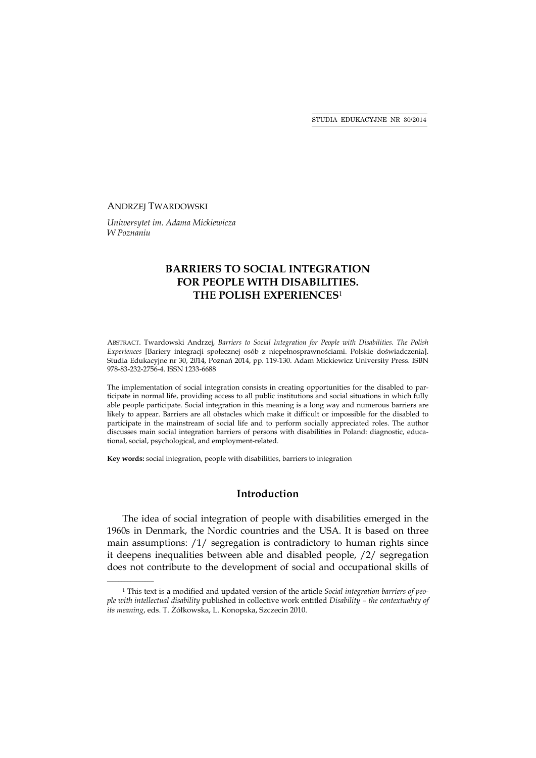ANDRZEJ TWARDOWSKI

*Uniwersytet im. Adama Mickiewicza*
*W Poznaniu*

# BARRIERS TO SOCIAL INTEGRATION FOR PEOPLE WITH DISABILITIES. THE POLISH EXPERIENCES[1]

ABSTRACT. Twardowski Andrzej, *Barriers to Social Integration for People with Disabilities. The Polish Experiences* [Bariery integracji społecznej osób z niepełnosprawnościami. Polskie doświadczenia]. Studia Edukacyjne nr 30, 2014, Poznań 2014, pp. 119-130. Adam Mickiewicz University Press. ISBN 978-83-232-2756-4. ISSN 1233-6688

The implementation of social integration consists in creating opportunities for the disabled to participate in normal life, providing access to all public institutions and social situations in which fully able people participate. Social integration in this meaning is a long way and numerous barriers are likely to appear. Barriers are all obstacles which make it difficult or impossible for the disabled to participate in the mainstream of social life and to perform socially appreciated roles. The author discusses main social integration barriers of persons with disabilities in Poland: diagnostic, educational, social, psychological, and employment-related.

**Key words:** social integration, people with disabilities, barriers to integration

## Introduction

The idea of social integration of people with disabilities emerged in the 1960s in Denmark, the Nordic countries and the USA. It is based on three main assumptions: /1/ segregation is contradictory to human rights since it deepens inequalities between able and disabled people, /2/ segregation does not contribute to the development of social and occupational skills of

---

[1] This text is a modified and updated version of the article *Social integration barriers of people with intellectual disability* published in collective work entitled *Disability – the contextuality of its meaning*, eds. T. Żółkowska, L. Konopska, Szczecin 2010.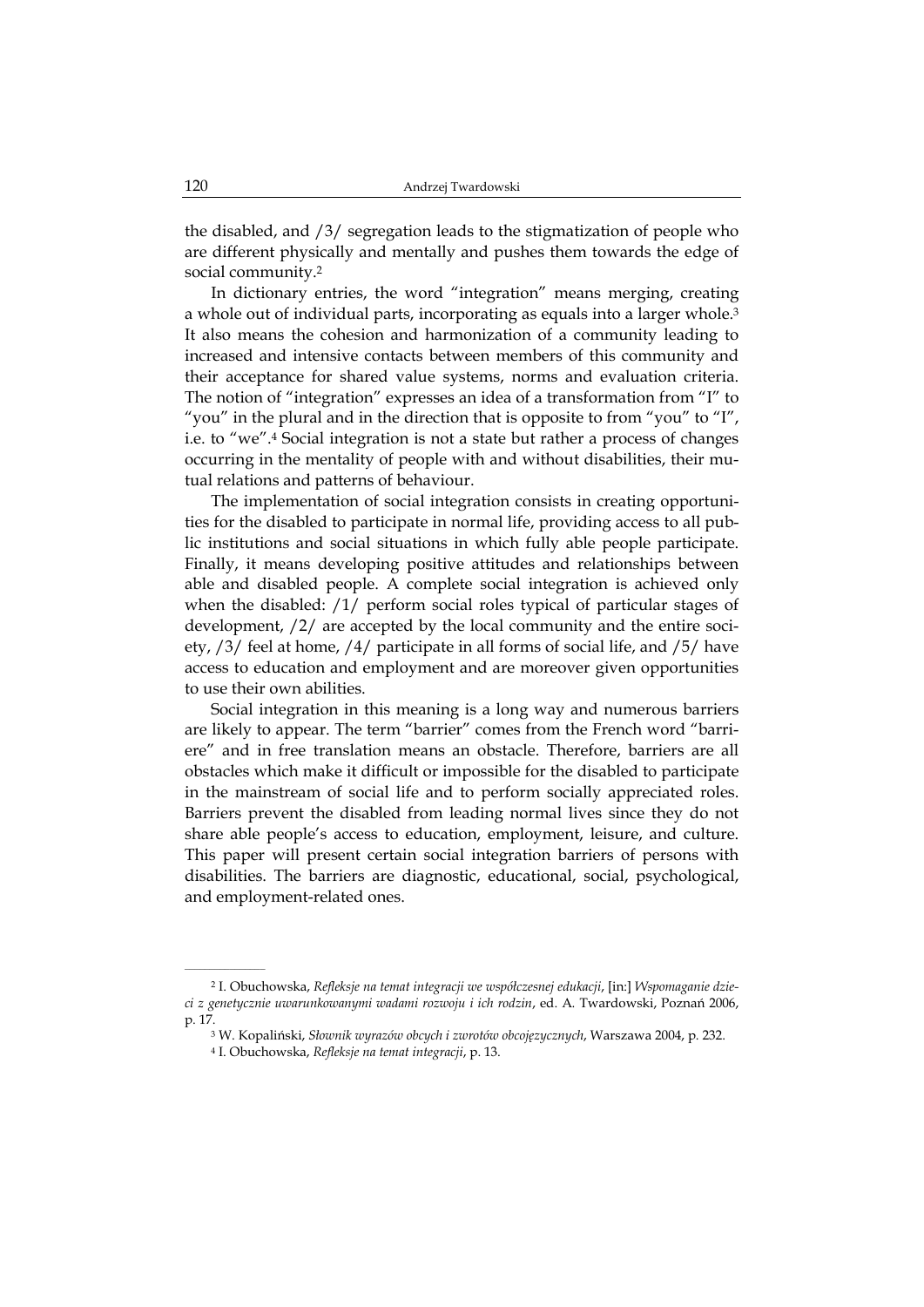the disabled, and /3/ segregation leads to the stigmatization of people who are different physically and mentally and pushes them towards the edge of social community.[2]

In dictionary entries, the word "integration" means merging, creating a whole out of individual parts, incorporating as equals into a larger whole.[3] It also means the cohesion and harmonization of a community leading to increased and intensive contacts between members of this community and their acceptance for shared value systems, norms and evaluation criteria. The notion of "integration" expresses an idea of a transformation from "I" to "you" in the plural and in the direction that is opposite to from "you" to "I", i.e. to "we".[4] Social integration is not a state but rather a process of changes occurring in the mentality of people with and without disabilities, their mutual relations and patterns of behaviour.

The implementation of social integration consists in creating opportunities for the disabled to participate in normal life, providing access to all public institutions and social situations in which fully able people participate. Finally, it means developing positive attitudes and relationships between able and disabled people. A complete social integration is achieved only when the disabled: /1/ perform social roles typical of particular stages of development, /2/ are accepted by the local community and the entire society, /3/ feel at home, /4/ participate in all forms of social life, and /5/ have access to education and employment and are moreover given opportunities to use their own abilities.

Social integration in this meaning is a long way and numerous barriers are likely to appear. The term "barrier" comes from the French word "barriere" and in free translation means an obstacle. Therefore, barriers are all obstacles which make it difficult or impossible for the disabled to participate in the mainstream of social life and to perform socially appreciated roles. Barriers prevent the disabled from leading normal lives since they do not share able people's access to education, employment, leisure, and culture. This paper will present certain social integration barriers of persons with disabilities. The barriers are diagnostic, educational, social, psychological, and employment-related ones.

---

[2] I. Obuchowska, *Refleksje na temat integracji we współczesnej edukacji*, [in:] *Wspomaganie dzieci z genetycznie uwarunkowanymi wadami rozwoju i ich rodzin*, ed. A. Twardowski, Poznań 2006, p. 17.

[3] W. Kopaliński, *Słownik wyrazów obcych i zwrotów obcojęzycznych*, Warszawa 2004, p. 232.

[4] I. Obuchowska, *Refleksje na temat integracji*, p. 13.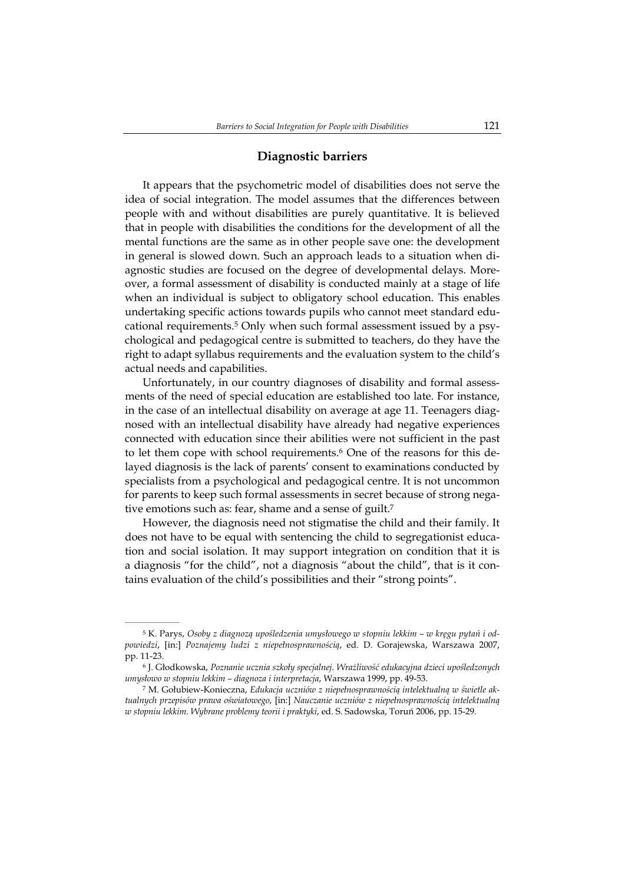## Diagnostic barriers

It appears that the psychometric model of disabilities does not serve the idea of social integration. The model assumes that the differences between people with and without disabilities are purely quantitative. It is believed that in people with disabilities the conditions for the development of all the mental functions are the same as in other people save one: the development in general is slowed down. Such an approach leads to a situation when diagnostic studies are focused on the degree of developmental delays. Moreover, a formal assessment of disability is conducted mainly at a stage of life when an individual is subject to obligatory school education. This enables undertaking specific actions towards pupils who cannot meet standard educational requirements.[5] Only when such formal assessment issued by a psychological and pedagogical centre is submitted to teachers, do they have the right to adapt syllabus requirements and the evaluation system to the child's actual needs and capabilities.

Unfortunately, in our country diagnoses of disability and formal assessments of the need of special education are established too late. For instance, in the case of an intellectual disability on average at age 11. Teenagers diagnosed with an intellectual disability have already had negative experiences connected with education since their abilities were not sufficient in the past to let them cope with school requirements.[6] One of the reasons for this delayed diagnosis is the lack of parents' consent to examinations conducted by specialists from a psychological and pedagogical centre. It is not uncommon for parents to keep such formal assessments in secret because of strong negative emotions such as: fear, shame and a sense of guilt.[7]

However, the diagnosis need not stigmatise the child and their family. It does not have to be equal with sentencing the child to segregationist education and social isolation. It may support integration on condition that it is a diagnosis "for the child", not a diagnosis "about the child", that is it contains evaluation of the child's possibilities and their "strong points".

---

[5] K. Parys, *Osoby z diagnozą upośledzenia umysłowego w stopniu lekkim – w kręgu pytań i odpowiedzi*, [in:] *Poznajemy ludzi z niepełnosprawnością*, ed. D. Gorajewska, Warszawa 2007, pp. 11-23.

[6] J. Głodkowska, *Poznanie ucznia szkoły specjalnej. Wrażliwość edukacyjna dzieci upośledzonych umysłowo w stopniu lekkim – diagnoza i interpretacja*, Warszawa 1999, pp. 49-53.

[7] M. Gołubiew-Konieczna, *Edukacja uczniów z niepełnosprawnością intelektualną w świetle aktualnych przepisów prawa oświatowego*, [in:] *Nauczanie uczniów z niepełnosprawnością intelektualną w stopniu lekkim. Wybrane problemy teorii i praktyki*, ed. S. Sadowska, Toruń 2006, pp. 15-29.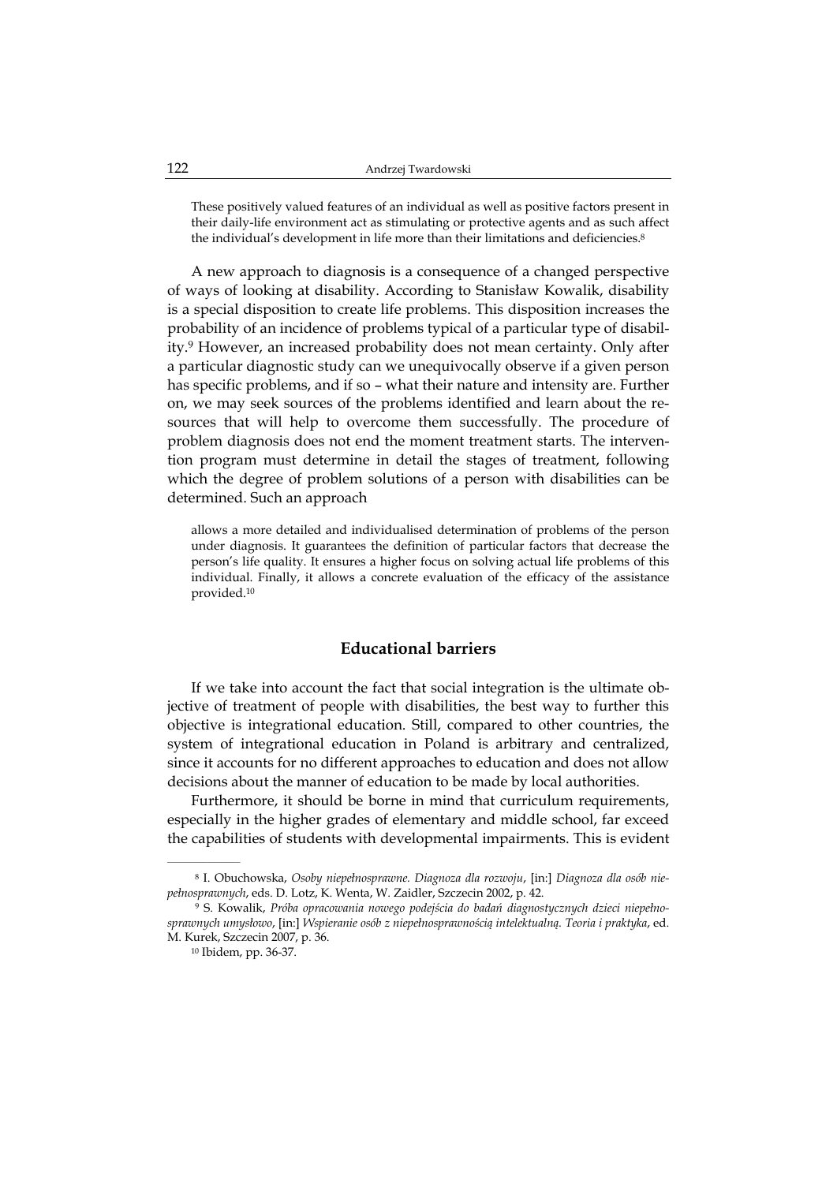> These positively valued features of an individual as well as positive factors present in their daily-life environment act as stimulating or protective agents and as such affect the individual's development in life more than their limitations and deficiencies.[8]

A new approach to diagnosis is a consequence of a changed perspective of ways of looking at disability. According to Stanisław Kowalik, disability is a special disposition to create life problems. This disposition increases the probability of an incidence of problems typical of a particular type of disability.[9] However, an increased probability does not mean certainty. Only after a particular diagnostic study can we unequivocally observe if a given person has specific problems, and if so – what their nature and intensity are. Further on, we may seek sources of the problems identified and learn about the resources that will help to overcome them successfully. The procedure of problem diagnosis does not end the moment treatment starts. The intervention program must determine in detail the stages of treatment, following which the degree of problem solutions of a person with disabilities can be determined. Such an approach

> allows a more detailed and individualised determination of problems of the person under diagnosis. It guarantees the definition of particular factors that decrease the person's life quality. It ensures a higher focus on solving actual life problems of this individual. Finally, it allows a concrete evaluation of the efficacy of the assistance provided.[10]

## Educational barriers

If we take into account the fact that social integration is the ultimate objective of treatment of people with disabilities, the best way to further this objective is integrational education. Still, compared to other countries, the system of integrational education in Poland is arbitrary and centralized, since it accounts for no different approaches to education and does not allow decisions about the manner of education to be made by local authorities.

Furthermore, it should be borne in mind that curriculum requirements, especially in the higher grades of elementary and middle school, far exceed the capabilities of students with developmental impairments. This is evident

---

[8] I. Obuchowska, *Osoby niepełnosprawne. Diagnoza dla rozwoju*, [in:] *Diagnoza dla osób niepełnosprawnych*, eds. D. Lotz, K. Wenta, W. Zaidler, Szczecin 2002, p. 42.

[9] S. Kowalik, *Próba opracowania nowego podejścia do badań diagnostycznych dzieci niepełnosprawnych umysłowo*, [in:] *Wspieranie osób z niepełnosprawnością intelektualną. Teoria i praktyka*, ed. M. Kurek, Szczecin 2007, p. 36.

[10] Ibidem, pp. 36-37.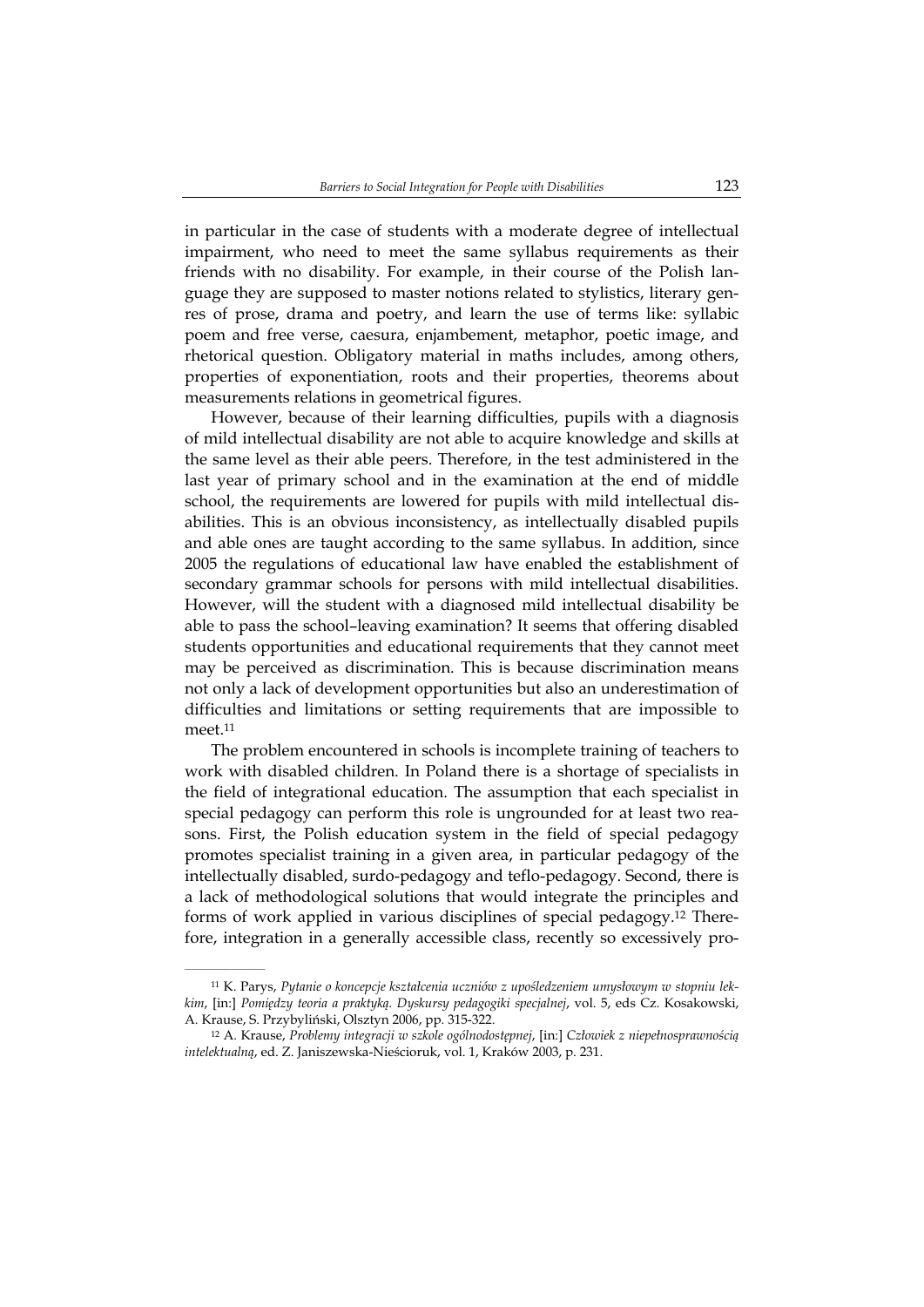in particular in the case of students with a moderate degree of intellectual impairment, who need to meet the same syllabus requirements as their friends with no disability. For example, in their course of the Polish language they are supposed to master notions related to stylistics, literary genres of prose, drama and poetry, and learn the use of terms like: syllabic poem and free verse, caesura, enjambement, metaphor, poetic image, and rhetorical question. Obligatory material in maths includes, among others, properties of exponentiation, roots and their properties, theorems about measurements relations in geometrical figures.

However, because of their learning difficulties, pupils with a diagnosis of mild intellectual disability are not able to acquire knowledge and skills at the same level as their able peers. Therefore, in the test administered in the last year of primary school and in the examination at the end of middle school, the requirements are lowered for pupils with mild intellectual disabilities. This is an obvious inconsistency, as intellectually disabled pupils and able ones are taught according to the same syllabus. In addition, since 2005 the regulations of educational law have enabled the establishment of secondary grammar schools for persons with mild intellectual disabilities. However, will the student with a diagnosed mild intellectual disability be able to pass the school–leaving examination? It seems that offering disabled students opportunities and educational requirements that they cannot meet may be perceived as discrimination. This is because discrimination means not only a lack of development opportunities but also an underestimation of difficulties and limitations or setting requirements that are impossible to meet.[11]

The problem encountered in schools is incomplete training of teachers to work with disabled children. In Poland there is a shortage of specialists in the field of integrational education. The assumption that each specialist in special pedagogy can perform this role is ungrounded for at least two reasons. First, the Polish education system in the field of special pedagogy promotes specialist training in a given area, in particular pedagogy of the intellectually disabled, surdo-pedagogy and teflo-pedagogy. Second, there is a lack of methodological solutions that would integrate the principles and forms of work applied in various disciplines of special pedagogy.[12] Therefore, integration in a generally accessible class, recently so excessively pro-

---

[11] K. Parys, *Pytanie o koncepcje kształcenia uczniów z upośledzeniem umysłowym w stopniu lekkim*, [in:] *Pomiędzy teoria a praktyką. Dyskursy pedagogiki specjalnej*, vol. 5, eds Cz. Kosakowski, A. Krause, S. Przybyliński, Olsztyn 2006, pp. 315-322.

[12] A. Krause, *Problemy integracji w szkole ogólnodostępnej*, [in:] *Człowiek z niepełnosprawnością intelektualną*, ed. Z. Janiszewska-Nieścioruk, vol. 1, Kraków 2003, p. 231.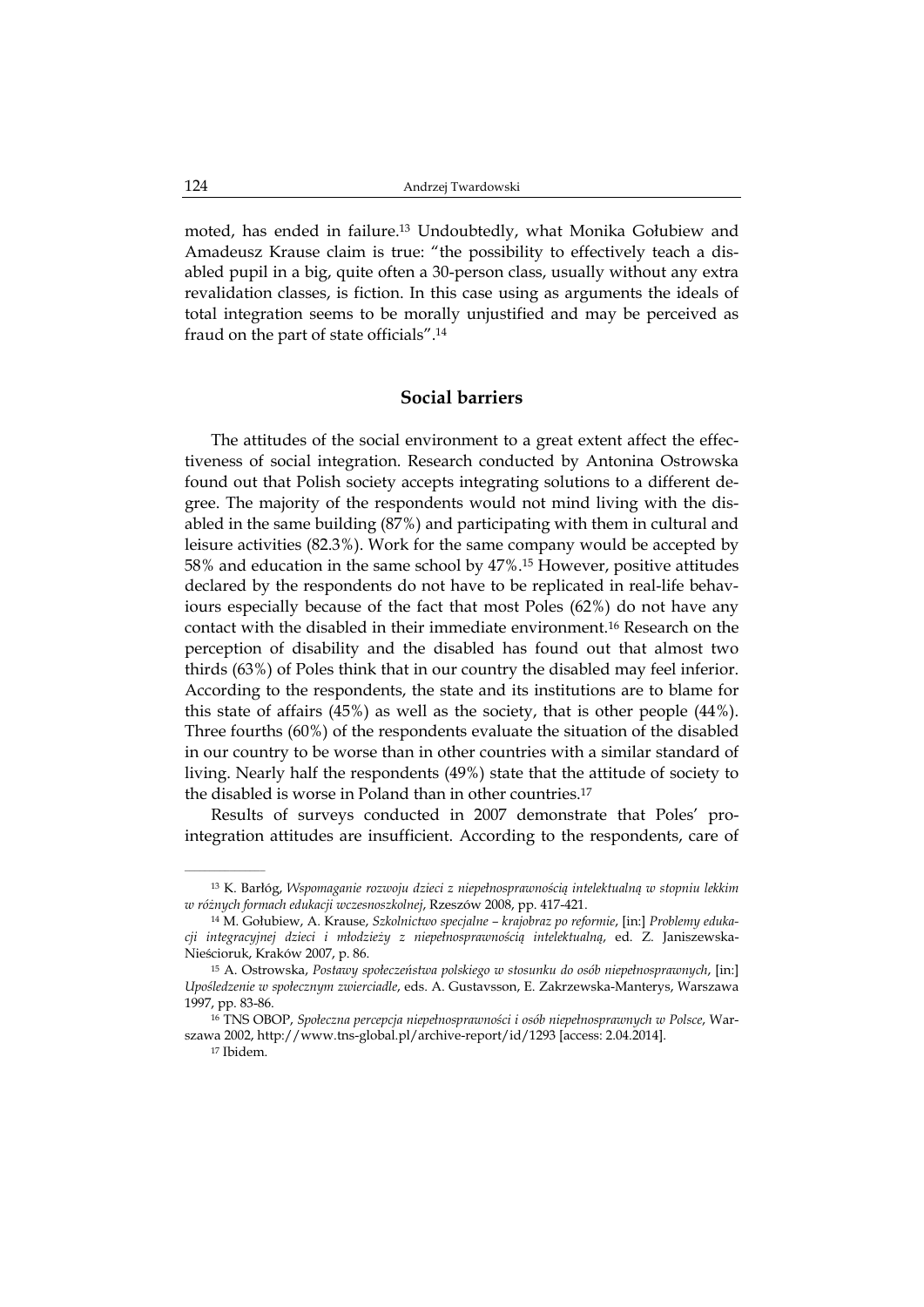moted, has ended in failure.[13] Undoubtedly, what Monika Gołubiew and Amadeusz Krause claim is true: "the possibility to effectively teach a disabled pupil in a big, quite often a 30-person class, usually without any extra revalidation classes, is fiction. In this case using as arguments the ideals of total integration seems to be morally unjustified and may be perceived as fraud on the part of state officials".[14]

## Social barriers

The attitudes of the social environment to a great extent affect the effectiveness of social integration. Research conducted by Antonina Ostrowska found out that Polish society accepts integrating solutions to a different degree. The majority of the respondents would not mind living with the disabled in the same building (87%) and participating with them in cultural and leisure activities (82.3%). Work for the same company would be accepted by 58% and education in the same school by 47%.[15] However, positive attitudes declared by the respondents do not have to be replicated in real-life behaviours especially because of the fact that most Poles (62%) do not have any contact with the disabled in their immediate environment.[16] Research on the perception of disability and the disabled has found out that almost two thirds (63%) of Poles think that in our country the disabled may feel inferior. According to the respondents, the state and its institutions are to blame for this state of affairs (45%) as well as the society, that is other people (44%). Three fourths (60%) of the respondents evaluate the situation of the disabled in our country to be worse than in other countries with a similar standard of living. Nearly half the respondents (49%) state that the attitude of society to the disabled is worse in Poland than in other countries.[17]

Results of surveys conducted in 2007 demonstrate that Poles' pro-integration attitudes are insufficient. According to the respondents, care of

---

[13] K. Barłóg, *Wspomaganie rozwoju dzieci z niepełnosprawnością intelektualną w stopniu lekkim w różnych formach edukacji wczesnoszkolnej*, Rzeszów 2008, pp. 417-421.

[14] M. Gołubiew, A. Krause, *Szkolnictwo specjalne – krajobraz po reformie*, [in:] *Problemy edukacji integracyjnej dzieci i młodzieży z niepełnosprawnością intelektualną*, ed. Z. Janiszewska-Nieścioruk, Kraków 2007, p. 86.

[15] A. Ostrowska, *Postawy społeczeństwa polskiego w stosunku do osób niepełnosprawnych*, [in:] *Upośledzenie w społecznym zwierciadle*, eds. A. Gustavsson, E. Zakrzewska-Manterys, Warszawa 1997, pp. 83-86.

[16] TNS OBOP, *Społeczna percepcja niepełnosprawności i osób niepełnosprawnych w Polsce*, Warszawa 2002, http://www.tns-global.pl/archive-report/id/1293 [access: 2.04.2014].

[17] Ibidem.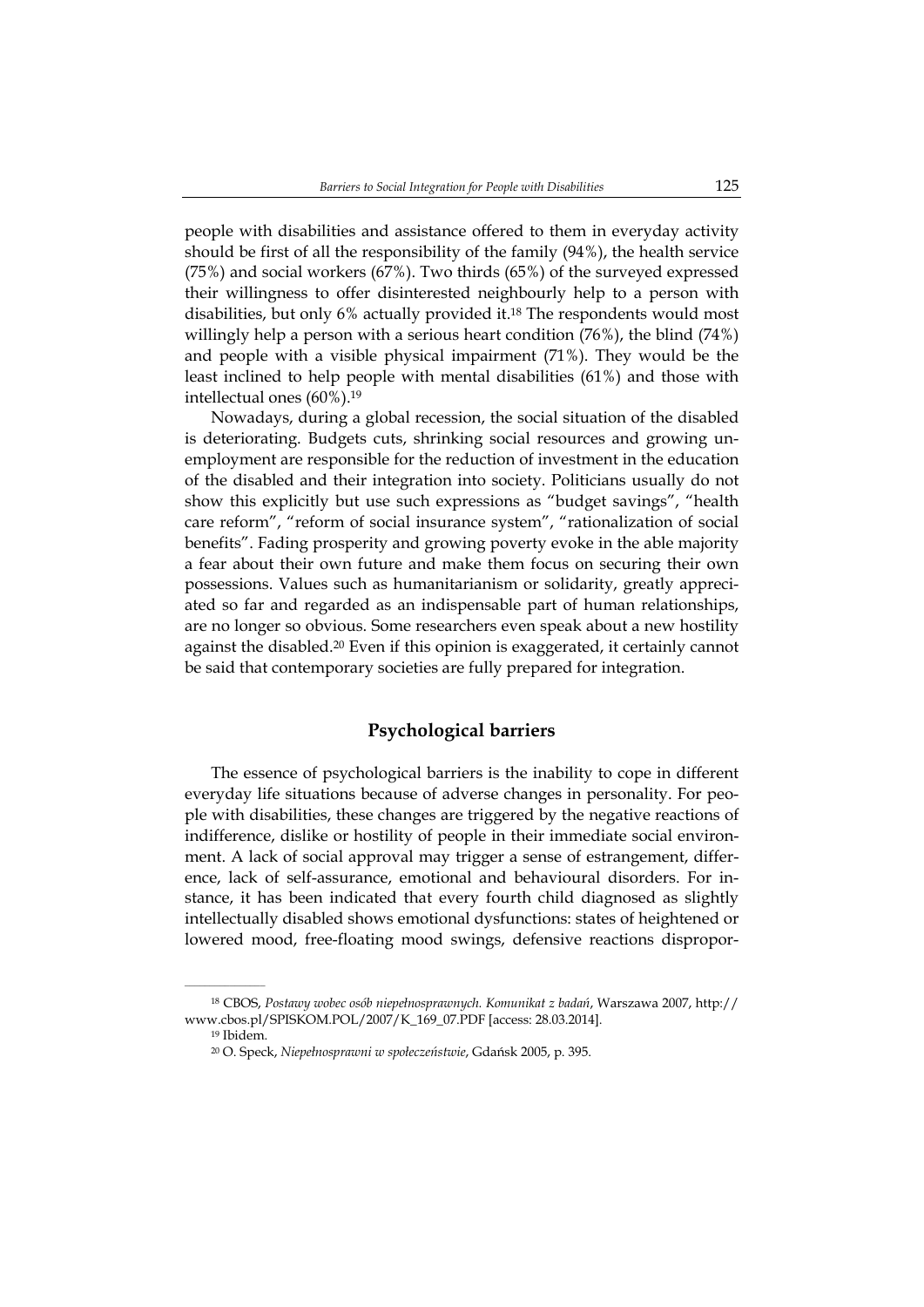people with disabilities and assistance offered to them in everyday activity should be first of all the responsibility of the family (94%), the health service (75%) and social workers (67%). Two thirds (65%) of the surveyed expressed their willingness to offer disinterested neighbourly help to a person with disabilities, but only 6% actually provided it.[18] The respondents would most willingly help a person with a serious heart condition (76%), the blind (74%) and people with a visible physical impairment (71%). They would be the least inclined to help people with mental disabilities (61%) and those with intellectual ones (60%).[19]

Nowadays, during a global recession, the social situation of the disabled is deteriorating. Budgets cuts, shrinking social resources and growing unemployment are responsible for the reduction of investment in the education of the disabled and their integration into society. Politicians usually do not show this explicitly but use such expressions as "budget savings", "health care reform", "reform of social insurance system", "rationalization of social benefits". Fading prosperity and growing poverty evoke in the able majority a fear about their own future and make them focus on securing their own possessions. Values such as humanitarianism or solidarity, greatly appreciated so far and regarded as an indispensable part of human relationships, are no longer so obvious. Some researchers even speak about a new hostility against the disabled.[20] Even if this opinion is exaggerated, it certainly cannot be said that contemporary societies are fully prepared for integration.

## Psychological barriers

The essence of psychological barriers is the inability to cope in different everyday life situations because of adverse changes in personality. For people with disabilities, these changes are triggered by the negative reactions of indifference, dislike or hostility of people in their immediate social environment. A lack of social approval may trigger a sense of estrangement, difference, lack of self-assurance, emotional and behavioural disorders. For instance, it has been indicated that every fourth child diagnosed as slightly intellectually disabled shows emotional dysfunctions: states of heightened or lowered mood, free-floating mood swings, defensive reactions dispropor-

---

[18] CBOS, *Postawy wobec osób niepełnosprawnych. Komunikat z badań*, Warszawa 2007, http://www.cbos.pl/SPISKOM.POL/2007/K_169_07.PDF [access: 28.03.2014].

[19] Ibidem.

[20] O. Speck, *Niepełnosprawni w społeczeństwie*, Gdańsk 2005, p. 395.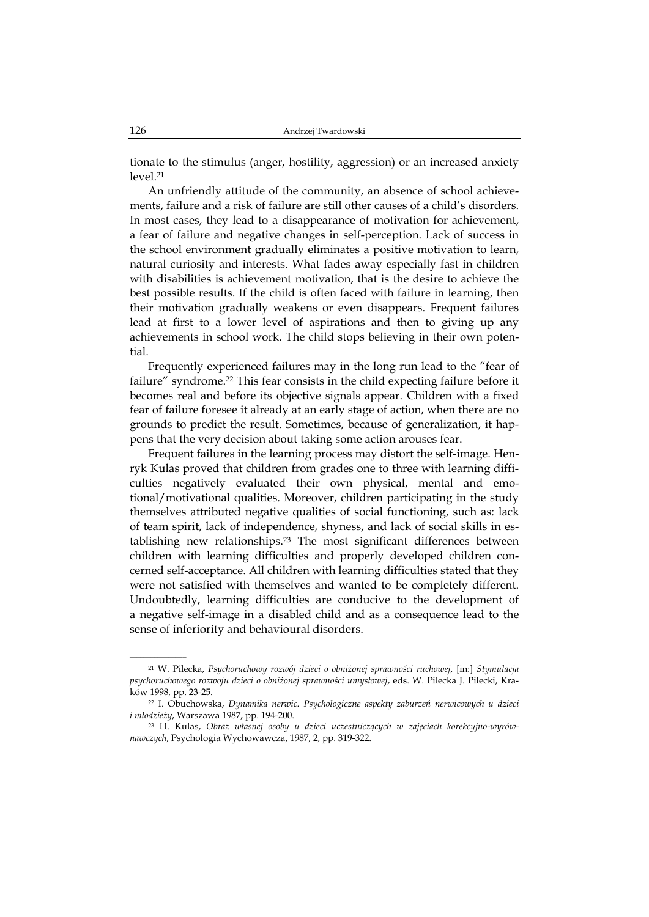tionate to the stimulus (anger, hostility, aggression) or an increased anxiety level.[21]

An unfriendly attitude of the community, an absence of school achievements, failure and a risk of failure are still other causes of a child's disorders. In most cases, they lead to a disappearance of motivation for achievement, a fear of failure and negative changes in self-perception. Lack of success in the school environment gradually eliminates a positive motivation to learn, natural curiosity and interests. What fades away especially fast in children with disabilities is achievement motivation, that is the desire to achieve the best possible results. If the child is often faced with failure in learning, then their motivation gradually weakens or even disappears. Frequent failures lead at first to a lower level of aspirations and then to giving up any achievements in school work. The child stops believing in their own potential.

Frequently experienced failures may in the long run lead to the "fear of failure" syndrome.[22] This fear consists in the child expecting failure before it becomes real and before its objective signals appear. Children with a fixed fear of failure foresee it already at an early stage of action, when there are no grounds to predict the result. Sometimes, because of generalization, it happens that the very decision about taking some action arouses fear.

Frequent failures in the learning process may distort the self-image. Henryk Kulas proved that children from grades one to three with learning difficulties negatively evaluated their own physical, mental and emotional/motivational qualities. Moreover, children participating in the study themselves attributed negative qualities of social functioning, such as: lack of team spirit, lack of independence, shyness, and lack of social skills in establishing new relationships.[23] The most significant differences between children with learning difficulties and properly developed children concerned self-acceptance. All children with learning difficulties stated that they were not satisfied with themselves and wanted to be completely different. Undoubtedly, learning difficulties are conducive to the development of a negative self-image in a disabled child and as a consequence lead to the sense of inferiority and behavioural disorders.

---

[21] W. Pilecka, *Psychoruchowy rozwój dzieci o obniżonej sprawności ruchowej*, [in:] *Stymulacja psychoruchowego rozwoju dzieci o obniżonej sprawności umysłowej*, eds. W. Pilecka J. Pilecki, Kraków 1998, pp. 23-25.

[22] I. Obuchowska, *Dynamika nerwic. Psychologiczne aspekty zaburzeń nerwicowych u dzieci i młodzieży*, Warszawa 1987, pp. 194-200.

[23] H. Kulas, *Obraz własnej osoby u dzieci uczestniczących w zajęciach korekcyjno-wyrównawczych*, Psychologia Wychowawcza, 1987, 2, pp. 319-322.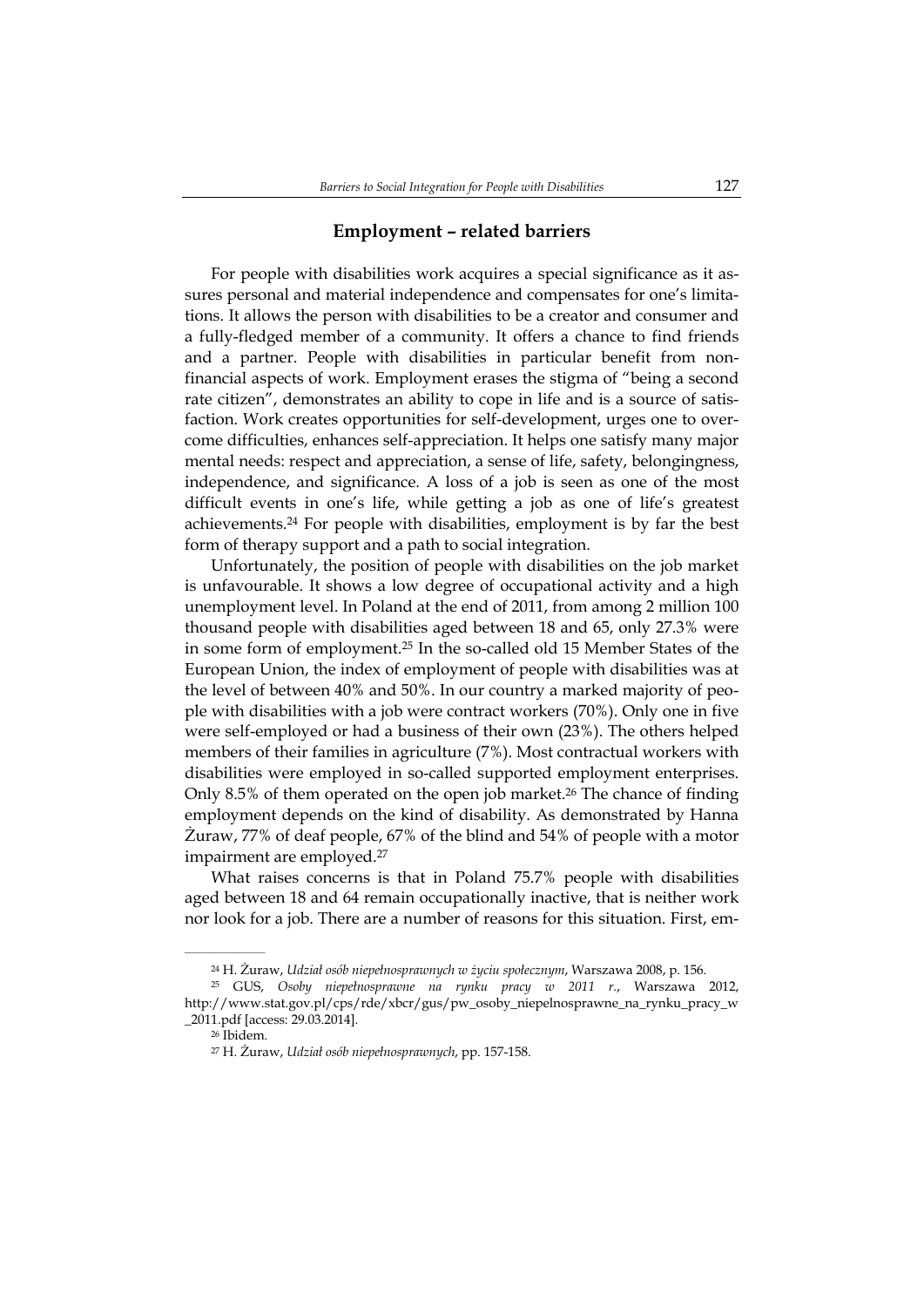## Employment – related barriers

For people with disabilities work acquires a special significance as it assures personal and material independence and compensates for one's limitations. It allows the person with disabilities to be a creator and consumer and a fully-fledged member of a community. It offers a chance to find friends and a partner. People with disabilities in particular benefit from non-financial aspects of work. Employment erases the stigma of "being a second rate citizen", demonstrates an ability to cope in life and is a source of satisfaction. Work creates opportunities for self-development, urges one to overcome difficulties, enhances self-appreciation. It helps one satisfy many major mental needs: respect and appreciation, a sense of life, safety, belongingness, independence, and significance. A loss of a job is seen as one of the most difficult events in one's life, while getting a job as one of life's greatest achievements.[24] For people with disabilities, employment is by far the best form of therapy support and a path to social integration.

Unfortunately, the position of people with disabilities on the job market is unfavourable. It shows a low degree of occupational activity and a high unemployment level. In Poland at the end of 2011, from among 2 million 100 thousand people with disabilities aged between 18 and 65, only 27.3% were in some form of employment.[25] In the so-called old 15 Member States of the European Union, the index of employment of people with disabilities was at the level of between 40% and 50%. In our country a marked majority of people with disabilities with a job were contract workers (70%). Only one in five were self-employed or had a business of their own (23%). The others helped members of their families in agriculture (7%). Most contractual workers with disabilities were employed in so-called supported employment enterprises. Only 8.5% of them operated on the open job market.[26] The chance of finding employment depends on the kind of disability. As demonstrated by Hanna Żuraw, 77% of deaf people, 67% of the blind and 54% of people with a motor impairment are employed.[27]

What raises concerns is that in Poland 75.7% people with disabilities aged between 18 and 64 remain occupationally inactive, that is neither work nor look for a job. There are a number of reasons for this situation. First, em-

---

[24] H. Żuraw, *Udział osób niepełnosprawnych w życiu społecznym*, Warszawa 2008, p. 156.

[25] GUS, *Osoby niepełnosprawne na rynku pracy w 2011 r.*, Warszawa 2012, http://www.stat.gov.pl/cps/rde/xbcr/gus/pw_osoby_niepelnosprawne_na_rynku_pracy_w_2011.pdf [access: 29.03.2014].

[26] Ibidem.

[27] H. Żuraw, *Udział osób niepełnosprawnych*, pp. 157-158.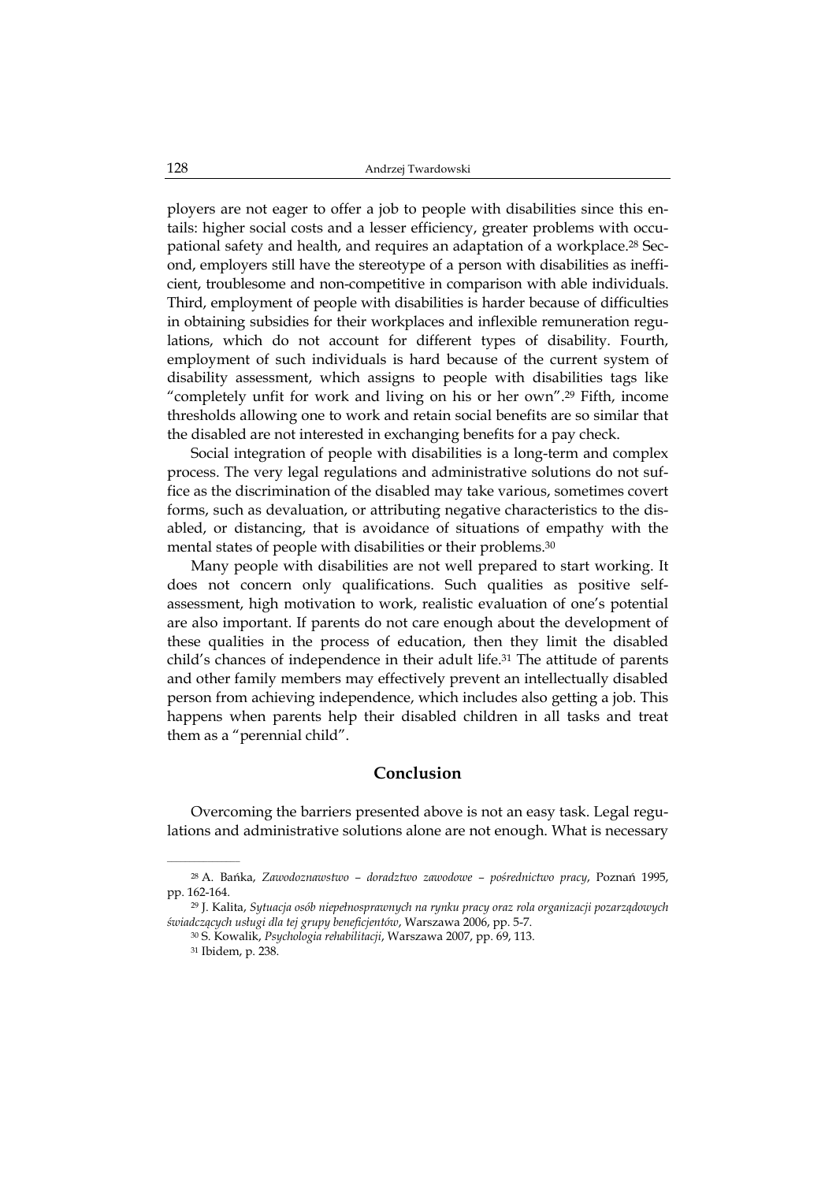ployers are not eager to offer a job to people with disabilities since this entails: higher social costs and a lesser efficiency, greater problems with occupational safety and health, and requires an adaptation of a workplace.[28] Second, employers still have the stereotype of a person with disabilities as inefficient, troublesome and non-competitive in comparison with able individuals. Third, employment of people with disabilities is harder because of difficulties in obtaining subsidies for their workplaces and inflexible remuneration regulations, which do not account for different types of disability. Fourth, employment of such individuals is hard because of the current system of disability assessment, which assigns to people with disabilities tags like "completely unfit for work and living on his or her own".[29] Fifth, income thresholds allowing one to work and retain social benefits are so similar that the disabled are not interested in exchanging benefits for a pay check.

Social integration of people with disabilities is a long-term and complex process. The very legal regulations and administrative solutions do not suffice as the discrimination of the disabled may take various, sometimes covert forms, such as devaluation, or attributing negative characteristics to the disabled, or distancing, that is avoidance of situations of empathy with the mental states of people with disabilities or their problems.[30]

Many people with disabilities are not well prepared to start working. It does not concern only qualifications. Such qualities as positive self-assessment, high motivation to work, realistic evaluation of one's potential are also important. If parents do not care enough about the development of these qualities in the process of education, then they limit the disabled child's chances of independence in their adult life.[31] The attitude of parents and other family members may effectively prevent an intellectually disabled person from achieving independence, which includes also getting a job. This happens when parents help their disabled children in all tasks and treat them as a "perennial child".

## Conclusion

Overcoming the barriers presented above is not an easy task. Legal regulations and administrative solutions alone are not enough. What is necessary

---

[28] A. Bańka, *Zawodoznawstwo – doradztwo zawodowe – pośrednictwo pracy*, Poznań 1995, pp. 162-164.

[29] J. Kalita, *Sytuacja osób niepełnosprawnych na rynku pracy oraz rola organizacji pozarządowych świadczących usługi dla tej grupy beneficjentów*, Warszawa 2006, pp. 5-7.

[30] S. Kowalik, *Psychologia rehabilitacji*, Warszawa 2007, pp. 69, 113.

[31] Ibidem, p. 238.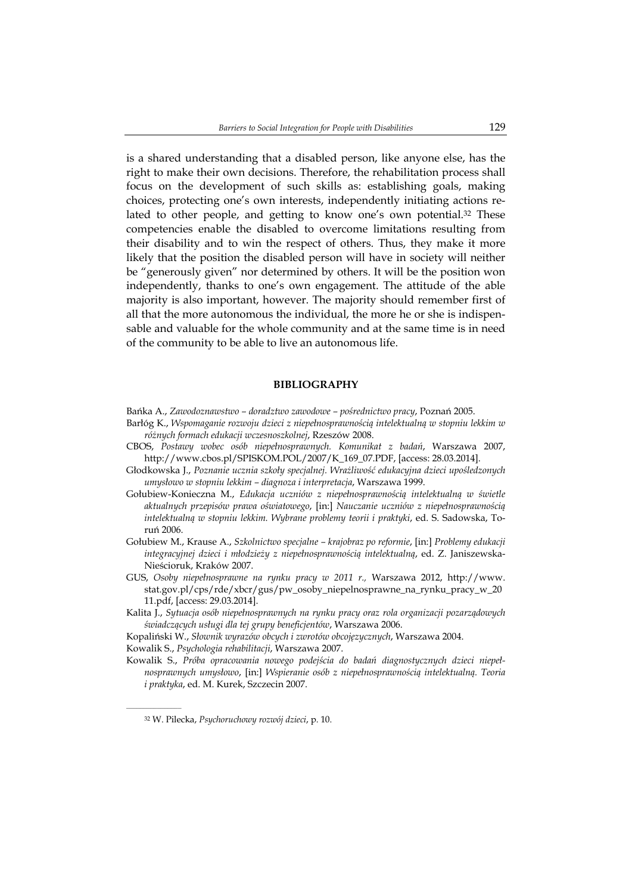is a shared understanding that a disabled person, like anyone else, has the right to make their own decisions. Therefore, the rehabilitation process shall focus on the development of such skills as: establishing goals, making choices, protecting one's own interests, independently initiating actions related to other people, and getting to know one's own potential.[32] These competencies enable the disabled to overcome limitations resulting from their disability and to win the respect of others. Thus, they make it more likely that the position the disabled person will have in society will neither be "generously given" nor determined by others. It will be the position won independently, thanks to one's own engagement. The attitude of the able majority is also important, however. The majority should remember first of all that the more autonomous the individual, the more he or she is indispensable and valuable for the whole community and at the same time is in need of the community to be able to live an autonomous life.

## BIBLIOGRAPHY

Bańka A., *Zawodoznawstwo – doradztwo zawodowe – pośrednictwo pracy*, Poznań 2005.

Barłóg K., *Wspomaganie rozwoju dzieci z niepełnosprawnością intelektualną w stopniu lekkim w różnych formach edukacji wczesnoszkolnej*, Rzeszów 2008.

CBOS, *Postawy wobec osób niepełnosprawnych. Komunikat z badań*, Warszawa 2007, http://www.cbos.pl/SPISKOM.POL/2007/K_169_07.PDF, [access: 28.03.2014].

Głodkowska J., *Poznanie ucznia szkoły specjalnej. Wrażliwość edukacyjna dzieci upośledzonych umysłowo w stopniu lekkim – diagnoza i interpretacja*, Warszawa 1999.

Gołubiew-Konieczna M., *Edukacja uczniów z niepełnosprawnością intelektualną w świetle aktualnych przepisów prawa oświatowego*, [in:] *Nauczanie uczniów z niepełnosprawnością intelektualną w stopniu lekkim. Wybrane problemy teorii i praktyki*, ed. S. Sadowska, Toruń 2006.

Gołubiew M., Krause A., *Szkolnictwo specjalne – krajobraz po reformie*, [in:] *Problemy edukacji integracyjnej dzieci i młodzieży z niepełnosprawnością intelektualną*, ed. Z. Janiszewska-Nieścioruk, Kraków 2007.

GUS, *Osoby niepełnosprawne na rynku pracy w 2011 r.,* Warszawa 2012, http://www.stat.gov.pl/cps/rde/xbcr/gus/pw_osoby_niepelnosprawne_na_rynku_pracy_w_2011.pdf, [access: 29.03.2014].

Kalita J., *Sytuacja osób niepełnosprawnych na rynku pracy oraz rola organizacji pozarządowych świadczących usługi dla tej grupy beneficjentów*, Warszawa 2006.

Kopaliński W., *Słownik wyrazów obcych i zwrotów obcojęzycznych*, Warszawa 2004.

Kowalik S., *Psychologia rehabilitacji*, Warszawa 2007.

Kowalik S., *Próba opracowania nowego podejścia do badań diagnostycznych dzieci niepełnosprawnych umysłowo*, [in:] *Wspieranie osób z niepełnosprawnością intelektualną. Teoria i praktyka*, ed. M. Kurek, Szczecin 2007.

---

[32] W. Pilecka, *Psychoruchowy rozwój dzieci*, p. 10.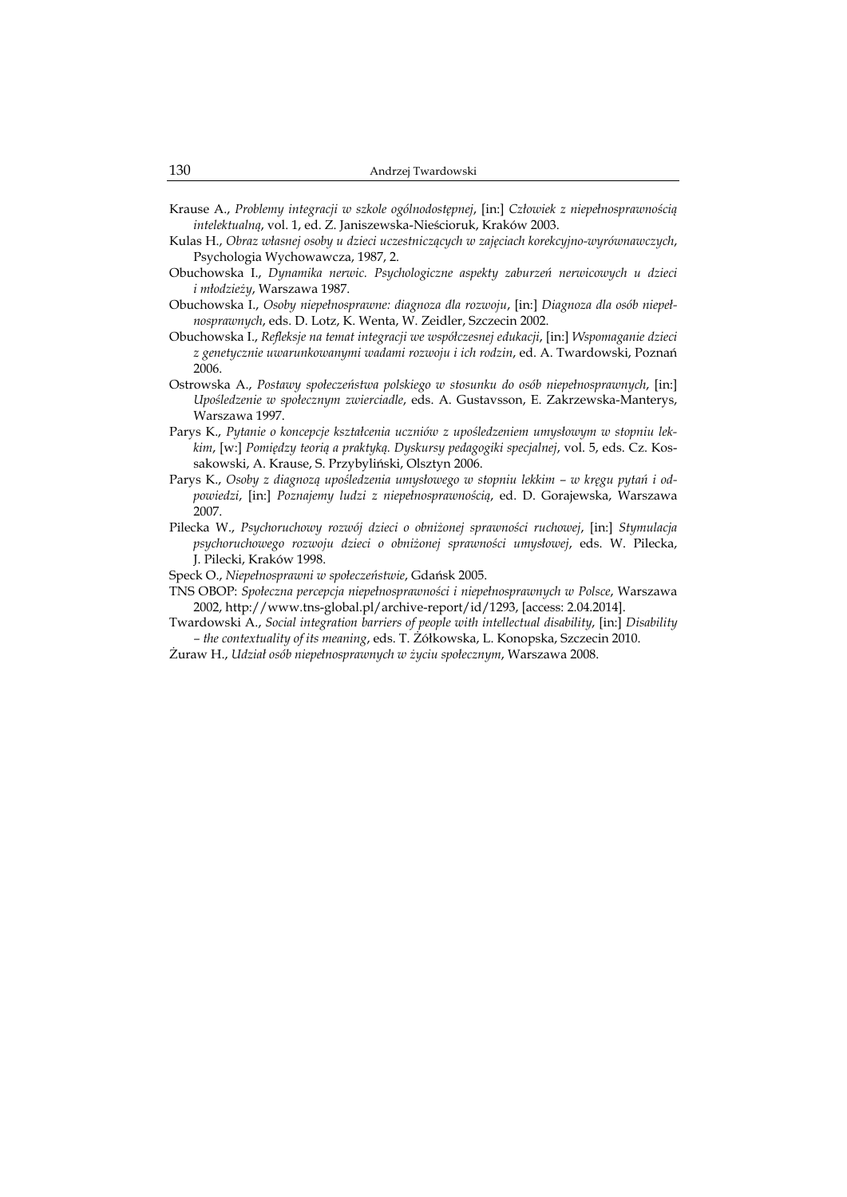Krause A., *Problemy integracji w szkole ogólnodostępnej*, [in:] *Człowiek z niepełnosprawnością intelektualną*, vol. 1, ed. Z. Janiszewska-Nieścioruk, Kraków 2003.

Kulas H., *Obraz własnej osoby u dzieci uczestniczących w zajęciach korekcyjno-wyrównawczych*, Psychologia Wychowawcza, 1987, 2.

Obuchowska I., *Dynamika nerwic. Psychologiczne aspekty zaburzeń nerwicowych u dzieci i młodzieży*, Warszawa 1987.

Obuchowska I., *Osoby niepełnosprawne: diagnoza dla rozwoju*, [in:] *Diagnoza dla osób niepełnosprawnych*, eds. D. Lotz, K. Wenta, W. Zeidler, Szczecin 2002.

Obuchowska I., *Refleksje na temat integracji we współczesnej edukacji*, [in:] *Wspomaganie dzieci z genetycznie uwarunkowanymi wadami rozwoju i ich rodzin*, ed. A. Twardowski, Poznań 2006.

Ostrowska A., *Postawy społeczeństwa polskiego w stosunku do osób niepełnosprawnych*, [in:] *Upośledzenie w społecznym zwierciadle*, eds. A. Gustavsson, E. Zakrzewska-Manterys, Warszawa 1997.

Parys K., *Pytanie o koncepcje kształcenia uczniów z upośledzeniem umysłowym w stopniu lekkim*, [w:] *Pomiędzy teorią a praktyką. Dyskursy pedagogiki specjalnej*, vol. 5, eds. Cz. Kossakowski, A. Krause, S. Przybyliński, Olsztyn 2006.

Parys K., *Osoby z diagnozą upośledzenia umysłowego w stopniu lekkim – w kręgu pytań i odpowiedzi*, [in:] *Poznajemy ludzi z niepełnosprawnością*, ed. D. Gorajewska, Warszawa 2007.

Pilecka W., *Psychoruchowy rozwój dzieci o obniżonej sprawności ruchowej*, [in:] *Stymulacja psychoruchowego rozwoju dzieci o obniżonej sprawności umysłowej*, eds. W. Pilecka, J. Pilecki, Kraków 1998.

Speck O., *Niepełnosprawni w społeczeństwie*, Gdańsk 2005.

TNS OBOP: *Społeczna percepcja niepełnosprawności i niepełnosprawnych w Polsce*, Warszawa 2002, http://www.tns-global.pl/archive-report/id/1293, [access: 2.04.2014].

Twardowski A., *Social integration barriers of people with intellectual disability*, [in:] *Disability – the contextuality of its meaning*, eds. T. Żółkowska, L. Konopska, Szczecin 2010.

Żuraw H., *Udział osób niepełnosprawnych w życiu społecznym*, Warszawa 2008.